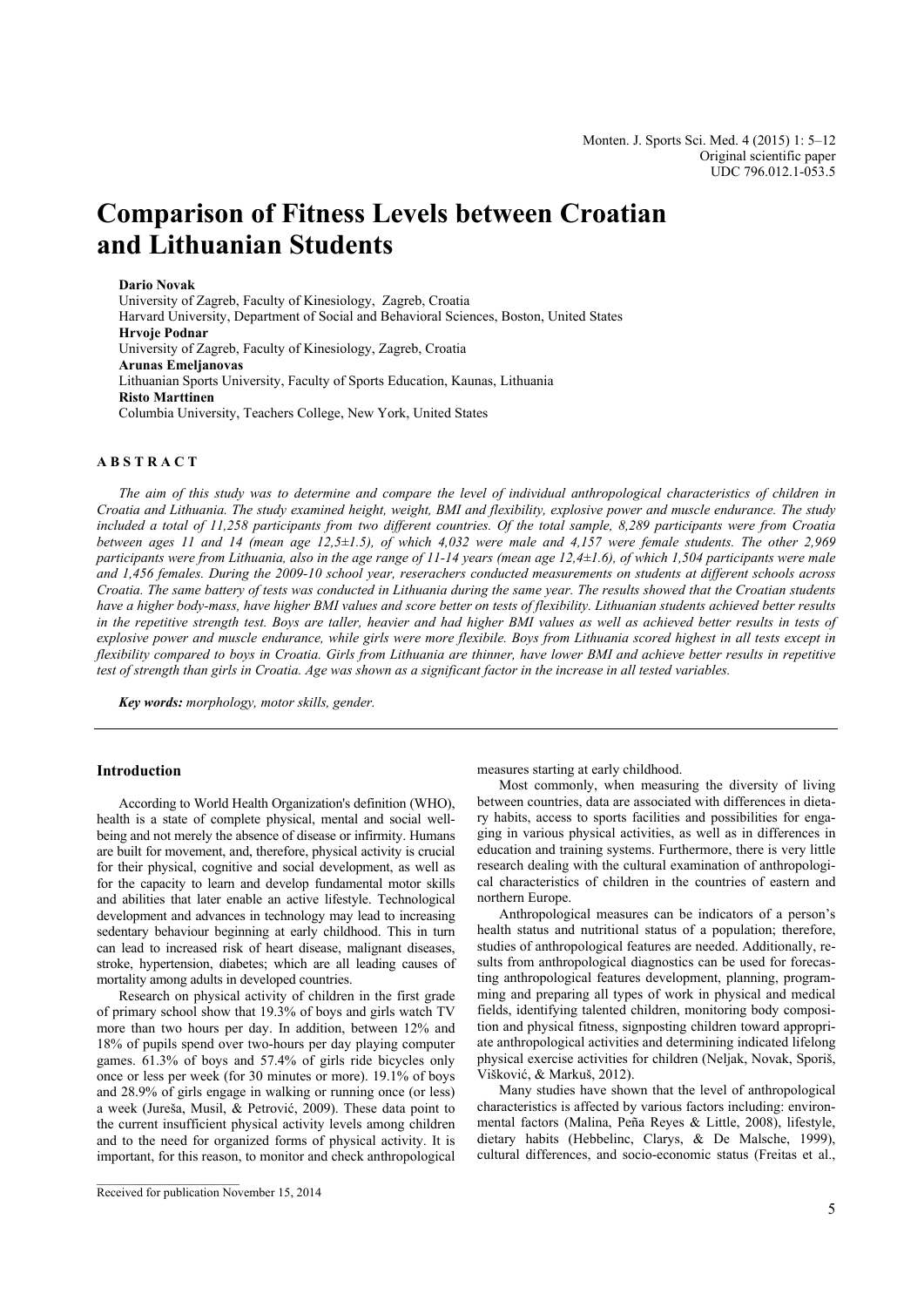Original scientific paper

UDC 796.012.1-053.5

# Comparison of Fitness Levels between Croatian and Lithuanian Students

**Dario Novak**
University of Zagreb, Faculty of Kinesiology, Zagreb, Croatia
Harvard University, Department of Social and Behavioral Sciences, Boston, United States
**Hrvoje Podnar**
University of Zagreb, Faculty of Kinesiology, Zagreb, Croatia
**Arunas Emeljanovas**
Lithuanian Sports University, Faculty of Sports Education, Kaunas, Lithuania
**Risto Marttinen**
Columbia University, Teachers College, New York, United States

## ABSTRACT

*The aim of this study was to determine and compare the level of individual anthropological characteristics of children in Croatia and Lithuania. The study examined height, weight, BMI and flexibility, explosive power and muscle endurance. The study included a total of 11,258 participants from two different countries. Of the total sample, 8,289 participants were from Croatia between ages 11 and 14 (mean age 12,5±1.5), of which 4,032 were male and 4,157 were female students. The other 2,969 participants were from Lithuania, also in the age range of 11-14 years (mean age 12,4±1.6), of which 1,504 participants were male and 1,456 females. During the 2009-10 school year, reserachers conducted measurements on students at different schools across Croatia. The same battery of tests was conducted in Lithuania during the same year. The results showed that the Croatian students have a higher body-mass, have higher BMI values and score better on tests of flexibility. Lithuanian students achieved better results in the repetitive strength test. Boys are taller, heavier and had higher BMI values as well as achieved better results in tests of explosive power and muscle endurance, while girls were more flexibile. Boys from Lithuania scored highest in all tests except in flexibility compared to boys in Croatia. Girls from Lithuania are thinner, have lower BMI and achieve better results in repetitive test of strength than girls in Croatia. Age was shown as a significant factor in the increase in all tested variables.*

***Key words:*** *morphology, motor skills, gender.*

## Introduction

According to World Health Organization's definition (WHO), health is a state of complete physical, mental and social well-being and not merely the absence of disease or infirmity. Humans are built for movement, and, therefore, physical activity is crucial for their physical, cognitive and social development, as well as for the capacity to learn and develop fundamental motor skills and abilities that later enable an active lifestyle. Technological development and advances in technology may lead to increasing sedentary behaviour beginning at early childhood. This in turn can lead to increased risk of heart disease, malignant diseases, stroke, hypertension, diabetes; which are all leading causes of mortality among adults in developed countries.

Research on physical activity of children in the first grade of primary school show that 19.3% of boys and girls watch TV more than two hours per day. In addition, between 12% and 18% of pupils spend over two-hours per day playing computer games. 61.3% of boys and 57.4% of girls ride bicycles only once or less per week (for 30 minutes or more). 19.1% of boys and 28.9% of girls engage in walking or running once (or less) a week (Jureša, Musil, & Petrović, 2009). These data point to the current insufficient physical activity levels among children and to the need for organized forms of physical activity. It is important, for this reason, to monitor and check anthropological measures starting at early childhood.

Most commonly, when measuring the diversity of living between countries, data are associated with differences in dietary habits, access to sports facilities and possibilities for engaging in various physical activities, as well as in differences in education and training systems. Furthermore, there is very little research dealing with the cultural examination of anthropological characteristics of children in the countries of eastern and northern Europe.

Anthropological measures can be indicators of a person's health status and nutritional status of a population; therefore, studies of anthropological features are needed. Additionally, results from anthropological diagnostics can be used for forecasting anthropological features development, planning, programming and preparing all types of work in physical and medical fields, identifying talented children, monitoring body composition and physical fitness, signposting children toward appropriate anthropological activities and determining indicated lifelong physical exercise activities for children (Neljak, Novak, Sporiš, Višković, & Markuš, 2012).

Many studies have shown that the level of anthropological characteristics is affected by various factors including: environmental factors (Malina, Peña Reyes & Little, 2008), lifestyle, dietary habits (Hebbelinc, Clarys, & De Malsche, 1999), cultural differences, and socio-economic status (Freitas et al.,

Received for publication November 15, 2014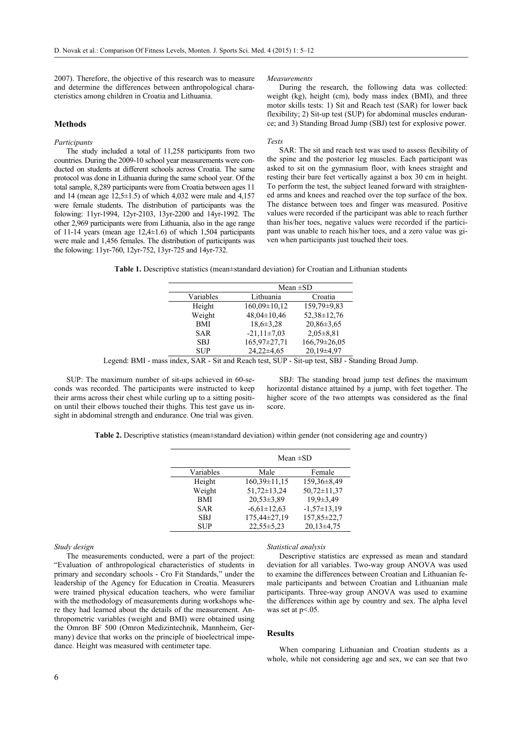2007). Therefore, the objective of this research was to measure and determine the differences between anthropological characteristics among children in Croatia and Lithuania.

## Methods

### *Participants*

The study included a total of 11,258 participants from two countries. During the 2009-10 school year measurements were conducted on students at different schools across Croatia. The same protocol was done in Lithuania during the same school year. Of the total sample, 8,289 participants were from Croatia between ages 11 and 14 (mean age 12,5±1.5) of which 4,032 were male and 4,157 were female students. The distribution of participants was the folowing: 11yr-1994, 12yr-2103, 13yr-2200 and 14yr-1992. The other 2,969 participants were from Lithuania, also in the age range of 11-14 years (mean age 12,4±1.6) of which 1,504 participants were male and 1,456 females. The distribution of participants was the folowing: 11yr-760, 12yr-752, 13yr-725 and 14yr-732.

### *Measurements*

During the research, the following data was collected: weight (kg), height (cm), body mass index (BMI), and three motor skills tests: 1) Sit and Reach test (SAR) for lower back flexibility; 2) Sit-up test (SUP) for abdominal muscles endurance; and 3) Standing Broad Jump (SBJ) test for explosive power.

### *Tests*

SAR: The sit and reach test was used to assess flexibility of the spine and the posterior leg muscles. Each participant was asked to sit on the gymnasium floor, with knees straight and resting their bare feet vertically against a box 30 cm in height. To perform the test, the subject leaned forward with straightened arms and knees and reached over the top surface of the box. The distance between toes and finger was measured. Positive values were recorded if the participant was able to reach further than his/her toes, negative values were recorded if the participant was unable to reach his/her toes, and a zero value was given when participants just touched their toes.

**Table 1.** Descriptive statistics (mean±standard deviation) for Croatian and Lithuanian students

| | Mean ±SD | |
|---|---|---|
| Variables | Lithuania | Croatia |
| Height | 160,09±10,12 | 159,79±9,83 |
| Weight | 48,04±10,46 | 52,38±12,76 |
| BMI | 18,6±3,28 | 20,86±3,65 |
| SAR | -21,11±7,03 | 2,05±8,81 |
| SBJ | 165,97±27,71 | 166,79±26,05 |
| SUP | 24,22±4,65 | 20,19±4,97 |

Legend: BMI - mass index, SAR - Sit and Reach test, SUP - Sit-up test, SBJ - Standing Broad Jump.

SUP: The maximum number of sit-ups achieved in 60-seconds was recorded. The participants were instructed to keep their arms across their chest while curling up to a sitting position until their elbows touched their thighs. This test gave us insight in abdominal strength and endurance. One trial was given.

SBJ: The standing broad jump test defines the maximum horizontal distance attained by a jump, with feet together. The higher score of the two attempts was considered as the final score.

**Table 2.** Descriptive statistics (mean±standard deviation) within gender (not considering age and country)

| | Mean ±SD | |
|---|---|---|
| Variables | Male | Female |
| Height | 160,39±11,15 | 159,36±8,49 |
| Weight | 51,72±13,24 | 50,72±11,37 |
| BMI | 20,53±3,89 | 19,9±3,49 |
| SAR | -6,61±12,63 | -1,57±13,19 |
| SBJ | 175,44±27,19 | 157,85±22,7 |
| SUP | 22,55±5,23 | 20,13±4,75 |

### *Study design*

The measurements conducted, were a part of the project: "Evaluation of anthropological characteristics of students in primary and secondary schools - Cro Fit Standards," under the leadership of the Agency for Education in Croatia. Measurers were trained physical education teachers, who were familiar with the methodology of measurements during workshops where they had learned about the details of the measurement. Anthropometric variables (weight and BMI) were obtained using the Omron BF 500 (Omron Medizintechnik, Mannheim, Germany) device that works on the principle of bioelectrical impedance. Height was measured with centimeter tape.

### *Statistical analysis*

Descriptive statistics are expressed as mean and standard deviation for all variables. Two-way group ANOVA was used to examine the differences between Croatian and Lithuanian female participants and between Croatian and Lithuanian male participants. Three-way group ANOVA was used to examine the differences within age by country and sex. The alpha level was set at $p<.05$.

## Results

When comparing Lithuanian and Croatian students as a whole, while not considering age and sex, we can see that two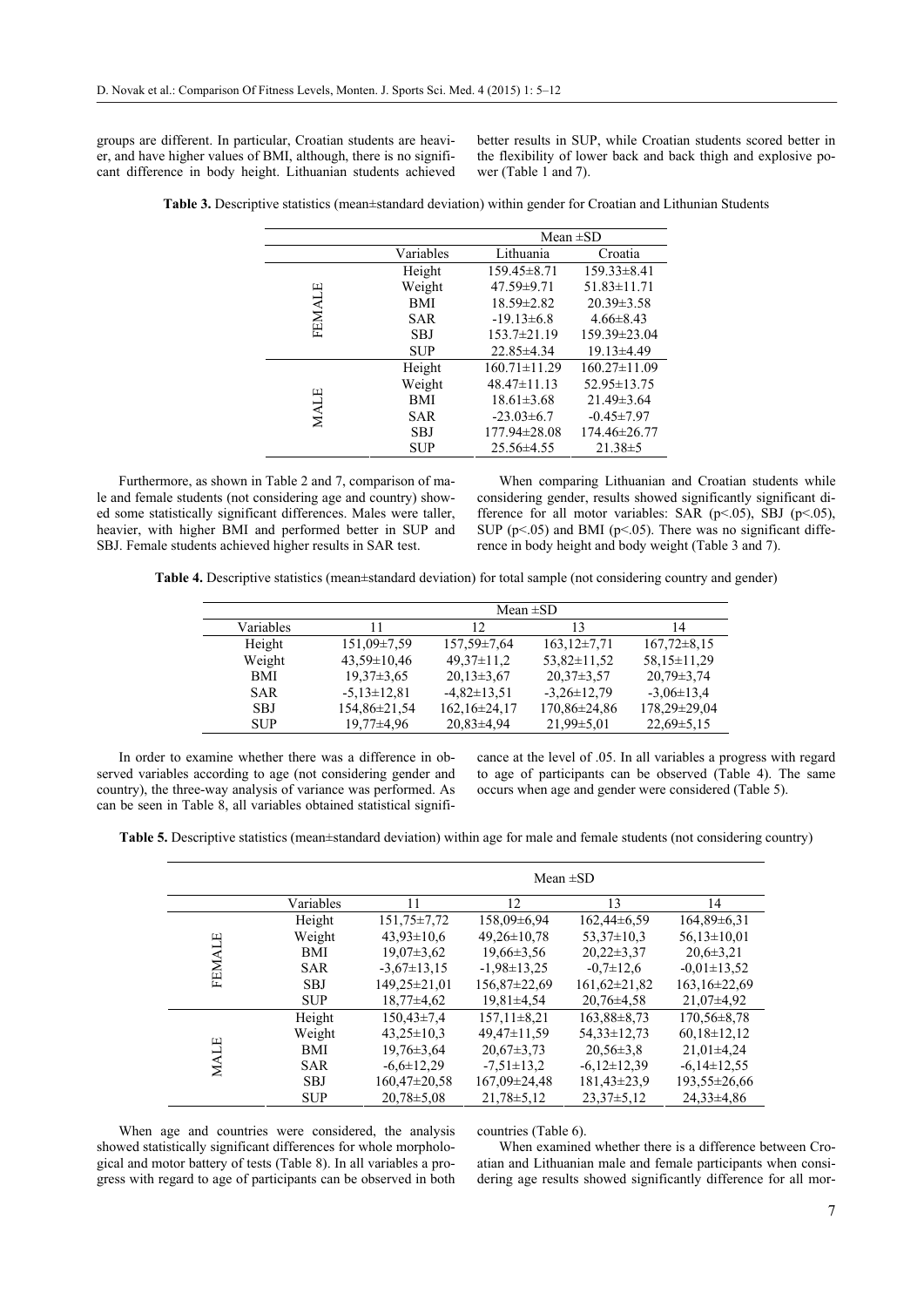groups are different. In particular, Croatian students are heavier, and have higher values of BMI, although, there is no significant difference in body height. Lithuanian students achieved better results in SUP, while Croatian students scored better in the flexibility of lower back and back thigh and explosive power (Table 1 and 7).

**Table 3.** Descriptive statistics (mean±standard deviation) within gender for Croatian and Lithuanian Students

| | | Mean ±SD | |
|---|---|---|---|
| | Variables | Lithuania | Croatia |
| FEMALE | Height | 159.45±8.71 | 159.33±8.41 |
| | Weight | 47.59±9.71 | 51.83±11.71 |
| | BMI | 18.59±2.82 | 20.39±3.58 |
| | SAR | -19.13±6.8 | 4.66±8.43 |
| | SBJ | 153.7±21.19 | 159.39±23.04 |
| | SUP | 22.85±4.34 | 19.13±4.49 |
| MALE | Height | 160.71±11.29 | 160.27±11.09 |
| | Weight | 48.47±11.13 | 52.95±13.75 |
| | BMI | 18.61±3.68 | 21.49±3.64 |
| | SAR | -23.03±6.7 | -0.45±7.97 |
| | SBJ | 177.94±28.08 | 174.46±26.77 |
| | SUP | 25.56±4.55 | 21.38±5 |

Furthermore, as shown in Table 2 and 7, comparison of male and female students (not considering age and country) showed some statistically significant differences. Males were taller, heavier, with higher BMI and performed better in SUP and SBJ. Female students achieved higher results in SAR test.

When comparing Lithuanian and Croatian students while considering gender, results showed significantly significant difference for all motor variables: SAR ($p<.05$), SBJ ($p<.05$), SUP ($p<.05$) and BMI ($p<.05$). There was no significant difference in body height and body weight (Table 3 and 7).

**Table 4.** Descriptive statistics (mean±standard deviation) for total sample (not considering country and gender)

| | Mean ±SD | | | |
|---|---|---|---|---|
| Variables | 11 | 12 | 13 | 14 |
| Height | 151,09±7,59 | 157,59±7,64 | 163,12±7,71 | 167,72±8,15 |
| Weight | 43,59±10,46 | 49,37±11,2 | 53,82±11,52 | 58,15±11,29 |
| BMI | 19,37±3,65 | 20,13±3,67 | 20,37±3,57 | 20,79±3,74 |
| SAR | -5,13±12,81 | -4,82±13,51 | -3,26±12,79 | -3,06±13,4 |
| SBJ | 154,86±21,54 | 162,16±24,17 | 170,86±24,86 | 178,29±29,04 |
| SUP | 19,77±4,96 | 20,83±4,94 | 21,99±5,01 | 22,69±5,15 |

In order to examine whether there was a difference in observed variables according to age (not considering gender and country), the three-way analysis of variance was performed. As can be seen in Table 8, all variables obtained statistical significance at the level of .05. In all variables a progress with regard to age of participants can be observed (Table 4). The same occurs when age and gender were considered (Table 5).

**Table 5.** Descriptive statistics (mean±standard deviation) within age for male and female students (not considering country)

| | | Mean ±SD | | | |
|---|---|---|---|---|---|
| | Variables | 11 | 12 | 13 | 14 |
| FEMALE | Height | 151,75±7,72 | 158,09±6,94 | 162,44±6,59 | 164,89±6,31 |
| | Weight | 43,93±10,6 | 49,26±10,78 | 53,37±10,3 | 56,13±10,01 |
| | BMI | 19,07±3,62 | 19,66±3,56 | 20,22±3,37 | 20,6±3,21 |
| | SAR | -3,67±13,15 | -1,98±13,25 | -0,7±12,6 | -0,01±13,52 |
| | SBJ | 149,25±21,01 | 156,87±22,69 | 161,62±21,82 | 163,16±22,69 |
| | SUP | 18,77±4,62 | 19,81±4,54 | 20,76±4,58 | 21,07±4,92 |
| MALE | Height | 150,43±7,4 | 157,11±8,21 | 163,88±8,73 | 170,56±8,78 |
| | Weight | 43,25±10,3 | 49,47±11,59 | 54,33±12,73 | 60,18±12,12 |
| | BMI | 19,76±3,64 | 20,67±3,73 | 20,56±3,8 | 21,01±4,24 |
| | SAR | -6,6±12,29 | -7,51±13,2 | -6,12±12,39 | -6,14±12,55 |
| | SBJ | 160,47±20,58 | 167,09±24,48 | 181,43±23,9 | 193,55±26,66 |
| | SUP | 20,78±5,08 | 21,78±5,12 | 23,37±5,12 | 24,33±4,86 |

When age and countries were considered, the analysis showed statistically significant differences for whole morphological and motor battery of tests (Table 8). In all variables a progress with regard to age of participants can be observed in both countries (Table 6).

When examined whether there is a difference between Croatian and Lithuanian male and female participants when considering age results showed significantly difference for all mor-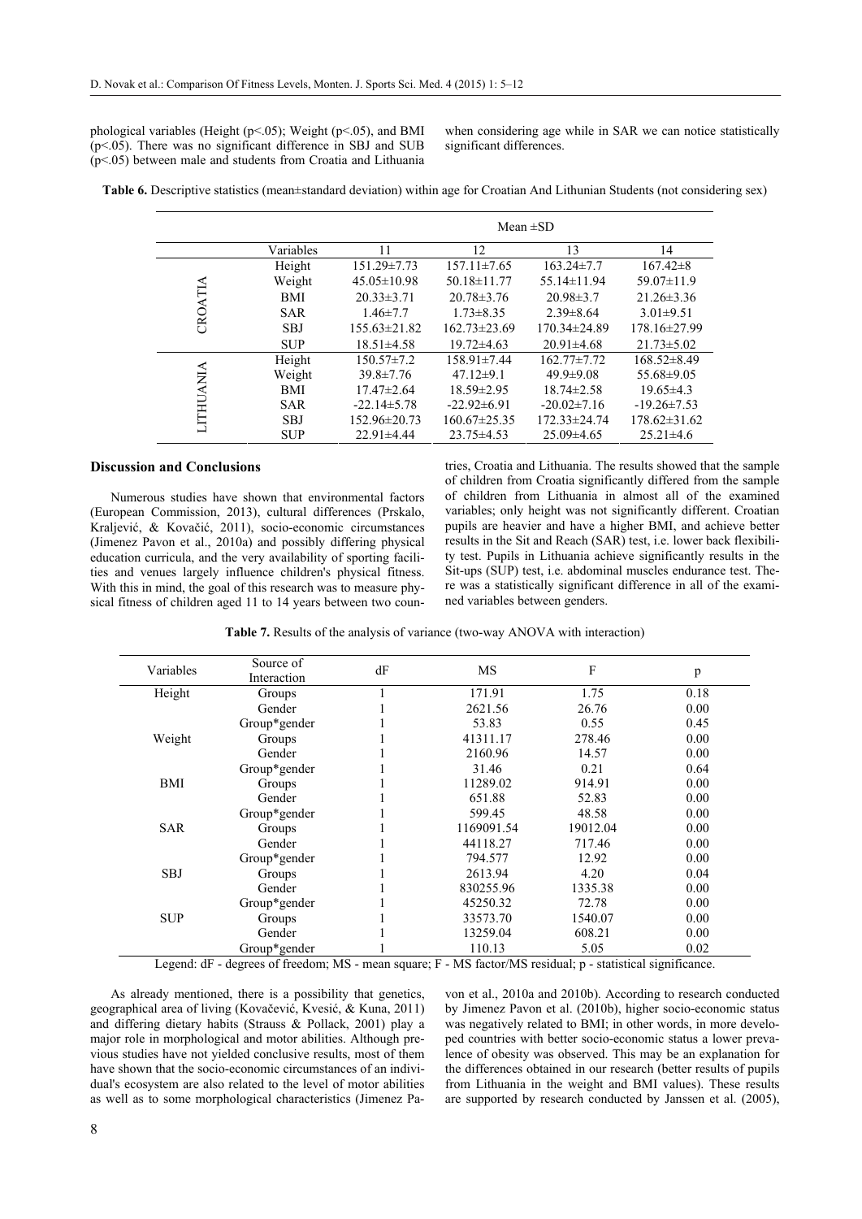phological variables (Height ($p<.05$); Weight ($p<.05$), and BMI ($p<.05$). There was no significant difference in SBJ and SUB ($p<.05$) between male and students from Croatia and Lithuania when considering age while in SAR we can notice statistically significant differences.

**Table 6.** Descriptive statistics (mean±standard deviation) within age for Croatian And Lithuanian Students (not considering sex)

| | | Mean ±SD | | | |
|---|---|---|---|---|---|
| | Variables | 11 | 12 | 13 | 14 |
| CROATIA | Height | 151.29±7.73 | 157.11±7.65 | 163.24±7.7 | 167.42±8 |
| | Weight | 45.05±10.98 | 50.18±11.77 | 55.14±11.94 | 59.07±11.9 |
| | BMI | 20.33±3.71 | 20.78±3.76 | 20.98±3.7 | 21.26±3.36 |
| | SAR | 1.46±7.7 | 1.73±8.35 | 2.39±8.64 | 3.01±9.51 |
| | SBJ | 155.63±21.82 | 162.73±23.69 | 170.34±24.89 | 178.16±27.99 |
| | SUP | 18.51±4.58 | 19.72±4.63 | 20.91±4.68 | 21.73±5.02 |
| LITHUANIA | Height | 150.57±7.2 | 158.91±7.44 | 162.77±7.72 | 168.52±8.49 |
| | Weight | 39.8±7.76 | 47.12±9.1 | 49.9±9.08 | 55.68±9.05 |
| | BMI | 17.47±2.64 | 18.59±2.95 | 18.74±2.58 | 19.65±4.3 |
| | SAR | -22.14±5.78 | -22.92±6.91 | -20.02±7.16 | -19.26±7.53 |
| | SBJ | 152.96±20.73 | 160.67±25.35 | 172.33±24.74 | 178.62±31.62 |
| | SUP | 22.91±4.44 | 23.75±4.53 | 25.09±4.65 | 25.21±4.6 |

## Discussion and Conclusions

Numerous studies have shown that environmental factors (European Commission, 2013), cultural differences (Prskalo, Kraljević, & Kovačić, 2011), socio-economic circumstances (Jimenez Pavon et al., 2010a) and possibly differing physical education curricula, and the very availability of sporting facilities and venues largely influence children's physical fitness. With this in mind, the goal of this research was to measure physical fitness of children aged 11 to 14 years between two countries, Croatia and Lithuania. The results showed that the sample of children from Croatia significantly differed from the sample of children from Lithuania in almost all of the examined variables; only height was not significantly different. Croatian pupils are heavier and have a higher BMI, and achieve better results in the Sit and Reach (SAR) test, i.e. lower back flexibility test. Pupils in Lithuania achieve significantly results in the Sit-ups (SUP) test, i.e. abdominal muscles endurance test. There was a statistically significant difference in all of the examined variables between genders.

**Table 7.** Results of the analysis of variance (two-way ANOVA with interaction)

| Variables | Source of Interaction | dF | MS | F | p |
|---|---|---|---|---|---|
| Height | Groups | 1 | 171.91 | 1.75 | 0.18 |
| | Gender | 1 | 2621.56 | 26.76 | 0.00 |
| | Group*gender | 1 | 53.83 | 0.55 | 0.45 |
| Weight | Groups | 1 | 41311.17 | 278.46 | 0.00 |
| | Gender | 1 | 2160.96 | 14.57 | 0.00 |
| | Group*gender | 1 | 31.46 | 0.21 | 0.64 |
| BMI | Groups | 1 | 11289.02 | 914.91 | 0.00 |
| | Gender | 1 | 651.88 | 52.83 | 0.00 |
| | Group*gender | 1 | 599.45 | 48.58 | 0.00 |
| SAR | Groups | 1 | 1169091.54 | 19012.04 | 0.00 |
| | Gender | 1 | 44118.27 | 717.46 | 0.00 |
| | Group*gender | 1 | 794.577 | 12.92 | 0.00 |
| SBJ | Groups | 1 | 2613.94 | 4.20 | 0.04 |
| | Gender | 1 | 830255.96 | 1335.38 | 0.00 |
| | Group*gender | 1 | 45250.32 | 72.78 | 0.00 |
| SUP | Groups | 1 | 33573.70 | 1540.07 | 0.00 |
| | Gender | 1 | 13259.04 | 608.21 | 0.00 |
| | Group*gender | 1 | 110.13 | 5.05 | 0.02 |

Legend: dF - degrees of freedom; MS - mean square; F - MS factor/MS residual; p - statistical significance.

As already mentioned, there is a possibility that genetics, geographical area of living (Kovačević, Kvesić, & Kuna, 2011) and differing dietary habits (Strauss & Pollack, 2001) play a major role in morphological and motor abilities. Although previous studies have not yielded conclusive results, most of them have shown that the socio-economic circumstances of an individual's ecosystem are also related to the level of motor abilities as well as to some morphological characteristics (Jimenez Pavon et al., 2010a and 2010b). According to research conducted by Jimenez Pavon et al. (2010b), higher socio-economic status was negatively related to BMI; in other words, in more developed countries with better socio-economic status a lower prevalence of obesity was observed. This may be an explanation for the differences obtained in our research (better results of pupils from Lithuania in the weight and BMI values). These results are supported by research conducted by Janssen et al. (2005),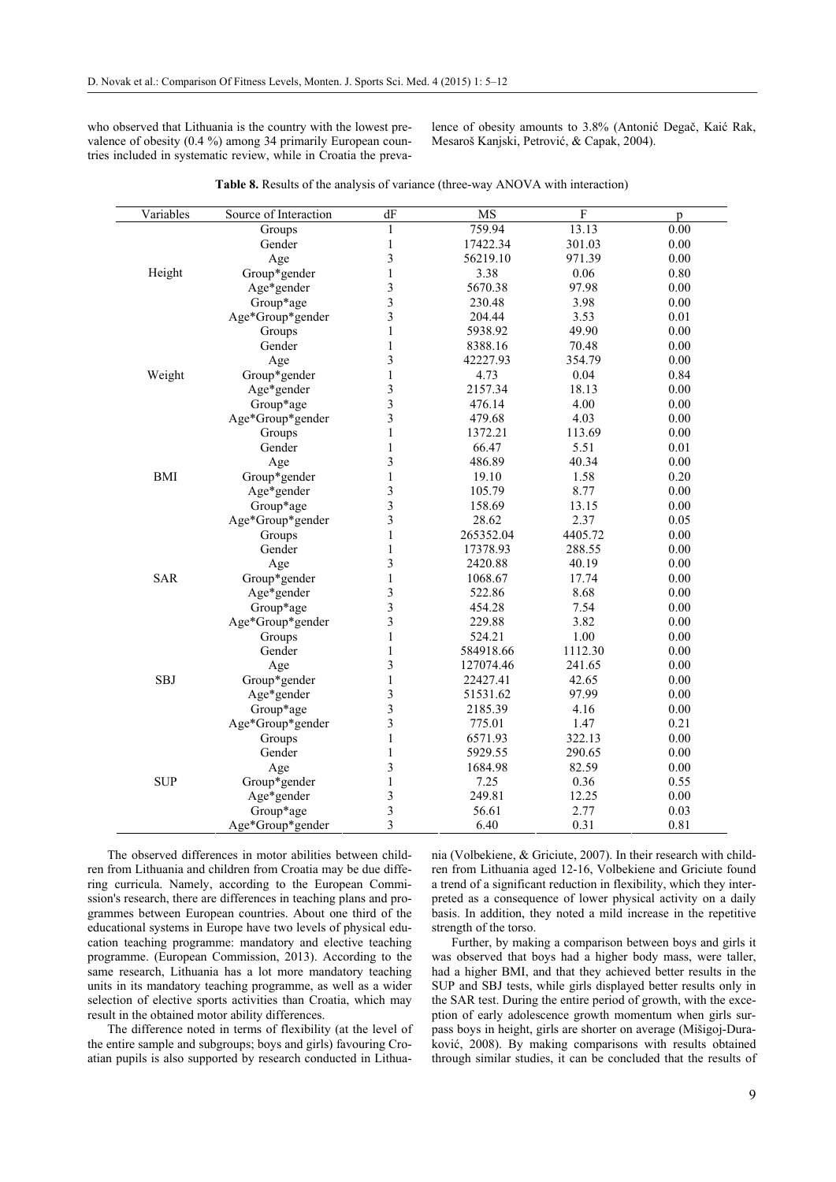who observed that Lithuania is the country with the lowest prevalence of obesity (0.4 %) among 34 primarily European countries included in systematic review, while in Croatia the prevalence of obesity amounts to 3.8% (Antonić Degač, Kaić Rak, Mesaroš Kanjski, Petrović, & Capak, 2004).

**Table 8.** Results of the analysis of variance (three-way ANOVA with interaction)

| Variables | Source of Interaction | dF | MS | F | p |
|---|---|---|---|---|---|
| Height | Groups | 1 | 759.94 | 13.13 | 0.00 |
| | Gender | 1 | 17422.34 | 301.03 | 0.00 |
| | Age | 3 | 56219.10 | 971.39 | 0.00 |
| | Group*gender | 1 | 3.38 | 0.06 | 0.80 |
| | Age*gender | 3 | 5670.38 | 97.98 | 0.00 |
| | Group*age | 3 | 230.48 | 3.98 | 0.00 |
| | Age*Group*gender | 3 | 204.44 | 3.53 | 0.01 |
| Weight | Groups | 1 | 5938.92 | 49.90 | 0.00 |
| | Gender | 1 | 8388.16 | 70.48 | 0.00 |
| | Age | 3 | 42227.93 | 354.79 | 0.00 |
| | Group*gender | 1 | 4.73 | 0.04 | 0.84 |
| | Age*gender | 3 | 2157.34 | 18.13 | 0.00 |
| | Group*age | 3 | 476.14 | 4.00 | 0.00 |
| | Age*Group*gender | 3 | 479.68 | 4.03 | 0.00 |
| BMI | Groups | 1 | 1372.21 | 113.69 | 0.00 |
| | Gender | 1 | 66.47 | 5.51 | 0.01 |
| | Age | 3 | 486.89 | 40.34 | 0.00 |
| | Group*gender | 1 | 19.10 | 1.58 | 0.20 |
| | Age*gender | 3 | 105.79 | 8.77 | 0.00 |
| | Group*age | 3 | 158.69 | 13.15 | 0.00 |
| | Age*Group*gender | 3 | 28.62 | 2.37 | 0.05 |
| SAR | Groups | 1 | 265352.04 | 4405.72 | 0.00 |
| | Gender | 1 | 17378.93 | 288.55 | 0.00 |
| | Age | 3 | 2420.88 | 40.19 | 0.00 |
| | Group*gender | 1 | 1068.67 | 17.74 | 0.00 |
| | Age*gender | 3 | 522.86 | 8.68 | 0.00 |
| | Group*age | 3 | 454.28 | 7.54 | 0.00 |
| | Age*Group*gender | 3 | 229.88 | 3.82 | 0.00 |
| SBJ | Groups | 1 | 524.21 | 1.00 | 0.00 |
| | Gender | 1 | 584918.66 | 1112.30 | 0.00 |
| | Age | 3 | 127074.46 | 241.65 | 0.00 |
| | Group*gender | 1 | 22427.41 | 42.65 | 0.00 |
| | Age*gender | 3 | 51531.62 | 97.99 | 0.00 |
| | Group*age | 3 | 2185.39 | 4.16 | 0.00 |
| | Age*Group*gender | 3 | 775.01 | 1.47 | 0.21 |
| SUP | Groups | 1 | 6571.93 | 322.13 | 0.00 |
| | Gender | 1 | 5929.55 | 290.65 | 0.00 |
| | Age | 3 | 1684.98 | 82.59 | 0.00 |
| | Group*gender | 1 | 7.25 | 0.36 | 0.55 |
| | Age*gender | 3 | 249.81 | 12.25 | 0.00 |
| | Group*age | 3 | 56.61 | 2.77 | 0.03 |
| | Age*Group*gender | 3 | 6.40 | 0.31 | 0.81 |

The observed differences in motor abilities between children from Lithuania and children from Croatia may be due differing curricula. Namely, according to the European Commission's research, there are differences in teaching plans and programmes between European countries. About one third of the educational systems in Europe have two levels of physical education teaching programme: mandatory and elective teaching programme. (European Commission, 2013). According to the same research, Lithuania has a lot more mandatory teaching units in its mandatory teaching programme, as well as a wider selection of elective sports activities than Croatia, which may result in the obtained motor ability differences.

The difference noted in terms of flexibility (at the level of the entire sample and subgroups; boys and girls) favouring Croatian pupils is also supported by research conducted in Lithuania (Volbekiene, & Griciute, 2007). In their research with children from Lithuania aged 12-16, Volbekiene and Griciute found a trend of a significant reduction in flexibility, which they interpreted as a consequence of lower physical activity on a daily basis. In addition, they noted a mild increase in the repetitive strength of the torso.

Further, by making a comparison between boys and girls it was observed that boys had a higher body mass, were taller, had a higher BMI, and that they achieved better results in the SUP and SBJ tests, while girls displayed better results only in the SAR test. During the entire period of growth, with the exception of early adolescence growth momentum when girls surpass boys in height, girls are shorter on average (Mišigoj-Duraković, 2008). By making comparisons with results obtained through similar studies, it can be concluded that the results of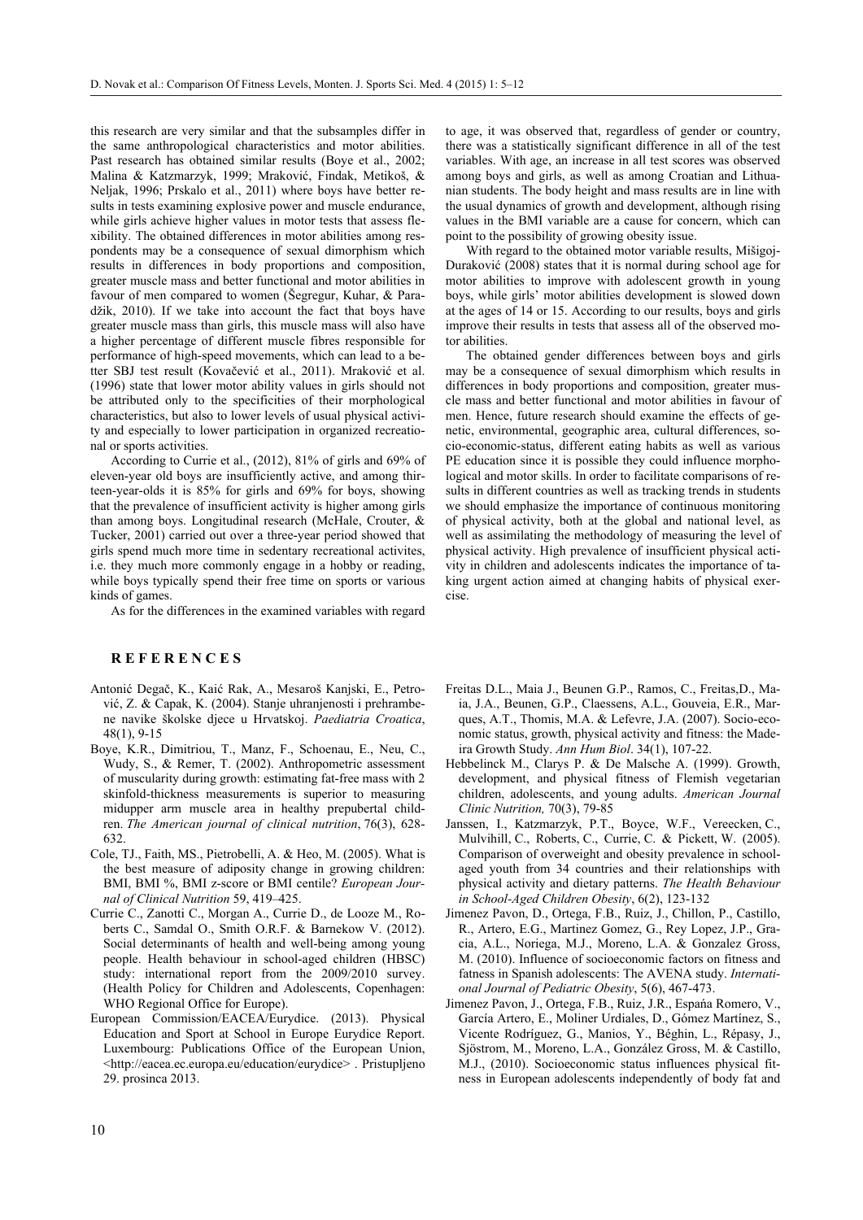this research are very similar and that the subsamples differ in the same anthropological characteristics and motor abilities. Past research has obtained similar results (Boye et al., 2002; Malina & Katzmarzyk, 1999; Mraković, Findak, Metikoš, & Neljak, 1996; Prskalo et al., 2011) where boys have better results in tests examining explosive power and muscle endurance, while girls achieve higher values in motor tests that assess flexibility. The obtained differences in motor abilities among respondents may be a consequence of sexual dimorphism which results in differences in body proportions and composition, greater muscle mass and better functional and motor abilities in favour of men compared to women (Šegregur, Kuhar, & Paradžik, 2010). If we take into account the fact that boys have greater muscle mass than girls, this muscle mass will also have a higher percentage of different muscle fibres responsible for performance of high-speed movements, which can lead to a better SBJ test result (Kovačević et al., 2011). Mraković et al. (1996) state that lower motor ability values in girls should not be attributed only to the specificities of their morphological characteristics, but also to lower levels of usual physical activity and especially to lower participation in organized recreational or sports activities.

According to Currie et al., (2012), 81% of girls and 69% of eleven-year old boys are insufficiently active, and among thirteen-year-olds it is 85% for girls and 69% for boys, showing that the prevalence of insufficient activity is higher among girls than among boys. Longitudinal research (McHale, Crouter, & Tucker, 2001) carried out over a three-year period showed that girls spend much more time in sedentary recreational activites, i.e. they much more commonly engage in a hobby or reading, while boys typically spend their free time on sports or various kinds of games.

As for the differences in the examined variables with regard to age, it was observed that, regardless of gender or country, there was a statistically significant difference in all of the test variables. With age, an increase in all test scores was observed among boys and girls, as well as among Croatian and Lithuanian students. The body height and mass results are in line with the usual dynamics of growth and development, although rising values in the BMI variable are a cause for concern, which can point to the possibility of growing obesity issue.

With regard to the obtained motor variable results, Mišigoj-Duraković (2008) states that it is normal during school age for motor abilities to improve with adolescent growth in young boys, while girls' motor abilities development is slowed down at the ages of 14 or 15. According to our results, boys and girls improve their results in tests that assess all of the observed motor abilities.

The obtained gender differences between boys and girls may be a consequence of sexual dimorphism which results in differences in body proportions and composition, greater muscle mass and better functional and motor abilities in favour of men. Hence, future research should examine the effects of genetic, environmental, geographic area, cultural differences, socio-economic-status, different eating habits as well as various PE education since it is possible they could influence morphological and motor skills. In order to facilitate comparisons of results in different countries as well as tracking trends in students we should emphasize the importance of continuous monitoring of physical activity, both at the global and national level, as well as assimilating the methodology of measuring the level of physical activity. High prevalence of insufficient physical activity in children and adolescents indicates the importance of taking urgent action aimed at changing habits of physical exercise.

## REFERENCES

Antonić Degač, K., Kaić Rak, A., Mesaroš Kanjski, E., Petrović, Z. & Capak, K. (2004). Stanje uhranjenosti i prehrambene navike školske djece u Hrvatskoj. *Paediatria Croatica*, 48(1), 9-15

Boye, K.R., Dimitriou, T., Manz, F., Schoenau, E., Neu, C., Wudy, S., & Remer, T. (2002). Anthropometric assessment of muscularity during growth: estimating fat-free mass with 2 skinfold-thickness measurements is superior to measuring midupper arm muscle area in healthy prepubertal children. *The American journal of clinical nutrition*, 76(3), 628-632.

Cole, TJ., Faith, MS., Pietrobelli, A. & Heo, M. (2005). What is the best measure of adiposity change in growing children: BMI, BMI %, BMI z-score or BMI centile? *European Journal of Clinical Nutrition* 59, 419–425.

Currie C., Zanotti C., Morgan A., Currie D., de Looze M., Roberts C., Samdal O., Smith O.R.F. & Barnekow V. (2012). Social determinants of health and well-being among young people. Health behaviour in school-aged children (HBSC) study: international report from the 2009/2010 survey. (Health Policy for Children and Adolescents, Copenhagen: WHO Regional Office for Europe).

European Commission/EACEA/Eurydice. (2013). Physical Education and Sport at School in Europe Eurydice Report. Luxembourg: Publications Office of the European Union, <http://eacea.ec.europa.eu/education/eurydice> . Pristupljeno 29. prosinca 2013.

Freitas D.L., Maia J., Beunen G.P., Ramos, C., Freitas,D., Maia, J.A., Beunen, G.P., Claessens, A.L., Gouveia, E.R., Marques, A.T., Thomis, M.A. & Lefevre, J.A. (2007). Socio-economic status, growth, physical activity and fitness: the Madeira Growth Study. *Ann Hum Biol*. 34(1), 107-22.

Hebbelinck M., Clarys P. & De Malsche A. (1999). Growth, development, and physical fitness of Flemish vegetarian children, adolescents, and young adults. *American Journal Clinic Nutrition,* 70(3), 79-85

Janssen, I., Katzmarzyk, P.T., Boyce, W.F., Vereecken, C., Mulvihill, C., Roberts, C., Currie, C. & Pickett, W. (2005). Comparison of overweight and obesity prevalence in school-aged youth from 34 countries and their relationships with physical activity and dietary patterns. *The Health Behaviour in School-Aged Children Obesity*, 6(2), 123-132

Jimenez Pavon, D., Ortega, F.B., Ruiz, J.R., Chillon, P., Castillo, R., Artero, E.G., Martinez Gomez, G., Rey Lopez, J.P., Gracia, A.L., Noriega, M.J., Moreno, L.A. & Gonzalez Gross, M. (2010). Influence of socioeconomic factors on fitness and fatness in Spanish adolescents: The AVENA study. *International Journal of Pediatric Obesity*, 5(6), 467-473.

Jimenez Pavon, J., Ortega, F.B., Ruiz, J.R., España Romero, V., García Artero, E., Moliner Urdiales, D., Gómez Martínez, S., Vicente Rodríguez, G., Manios, Y., Béghin, L., Répasy, J., Sjöstrom, M., Moreno, L.A., González Gross, M. & Castillo, M.J., (2010). Socioeconomic status influences physical fitness in European adolescents independently of body fat and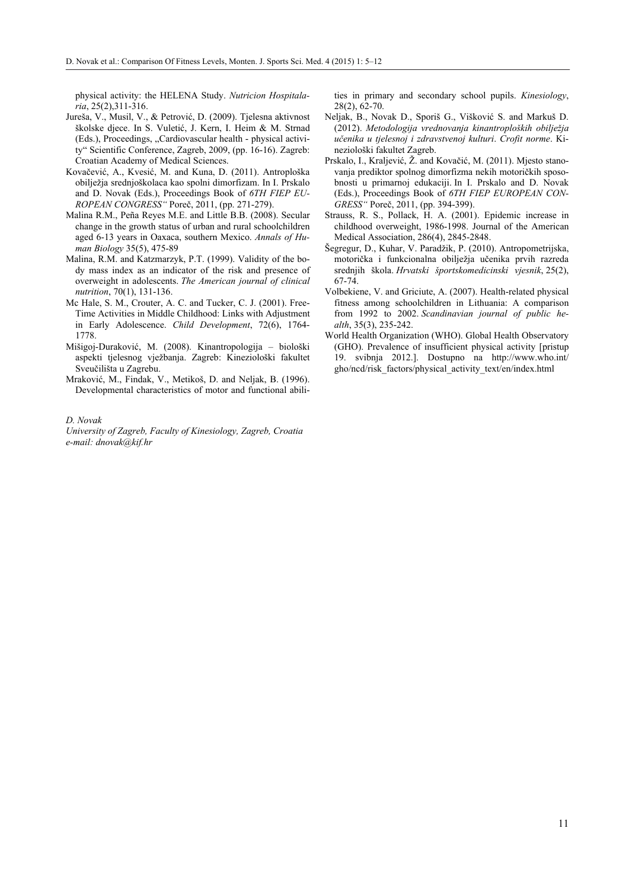physical activity: the HELENA Study. *Nutricion Hospitalaria*, 25(2),311-316.

Jureša, V., Musil, V., & Petrović, D. (2009). Tjelesna aktivnost školske djece. In S. Vuletić, J. Kern, I. Heim & M. Strnad (Eds.), Proceedings, „Cardiovascular health - physical activity" Scientific Conference, Zagreb, 2009, (pp. 16-16). Zagreb: Croatian Academy of Medical Sciences.

Kovačević, A., Kvesić, M. and Kuna, D. (2011). Antroploška obilježja srednjoškolaca kao spolni dimorfizam. In I. Prskalo and D. Novak (Eds.), Proceedings Book of *6TH FIEP EUROPEAN CONGRESS"* Poreč, 2011, (pp. 271-279).

Malina R.M., Peña Reyes M.E. and Little B.B. (2008). Secular change in the growth status of urban and rural schoolchildren aged 6-13 years in Oaxaca, southern Mexico. *Annals of Human Biology* 35(5), 475-89

Malina, R.M. and Katzmarzyk, P.T. (1999). Validity of the body mass index as an indicator of the risk and presence of overweight in adolescents. *The American journal of clinical nutrition*, 70(1), 131-136.

Mc Hale, S. M., Crouter, A. C. and Tucker, C. J. (2001). Free-Time Activities in Middle Childhood: Links with Adjustment in Early Adolescence. *Child Development*, 72(6), 1764-1778.

Mišigoj-Duraković, M. (2008). Kinantropologija – biološki aspekti tjelesnog vježbanja. Zagreb: Kineziološki fakultet Sveučilišta u Zagrebu.

Mraković, M., Findak, V., Metikoš, D. and Neljak, B. (1996). Developmental characteristics of motor and functional abilities in primary and secondary school pupils. *Kinesiology*, 28(2), 62-70.

Neljak, B., Novak D., Sporiš G., Višković S. and Markuš D. (2012). *Metodologija vrednovanja kinantropoloških obilježja učenika u tjelesnoj i zdravstvenoj kulturi*. *Crofit norme*. Kineziološki fakultet Zagreb.

Prskalo, I., Kraljević, Ž. and Kovačić, M. (2011). Mjesto stanovanja prediktor spolnog dimorfizma nekih motoričkih sposobnosti u primarnoj edukaciji. In I. Prskalo and D. Novak (Eds.), Proceedings Book of *6TH FIEP EUROPEAN CONGRESS"* Poreč, 2011, (pp. 394-399).

Strauss, R. S., Pollack, H. A. (2001). Epidemic increase in childhood overweight, 1986-1998. Journal of the American Medical Association, 286(4), 2845-2848.

Šegregur, D., Kuhar, V. Paradžik, P. (2010). Antropometrijska, motorička i funkcionalna obilježja učenika prvih razreda srednjih škola. *Hrvatski športskomedicinski vjesnik*, 25(2), 67-74.

Volbekiene, V. and Griciute, A. (2007). Health-related physical fitness among schoolchildren in Lithuania: A comparison from 1992 to 2002. *Scandinavian journal of public health*, 35(3), 235-242.

World Health Organization (WHO). Global Health Observatory (GHO). Prevalence of insufficient physical activity [pristup 19. svibnja 2012.]. Dostupno na http://www.who.int/gho/ncd/risk_factors/physical_activity_text/en/index.html

*D. Novak*
*University of Zagreb, Faculty of Kinesiology, Zagreb, Croatia*
*e-mail: dnovak@kif.hr*